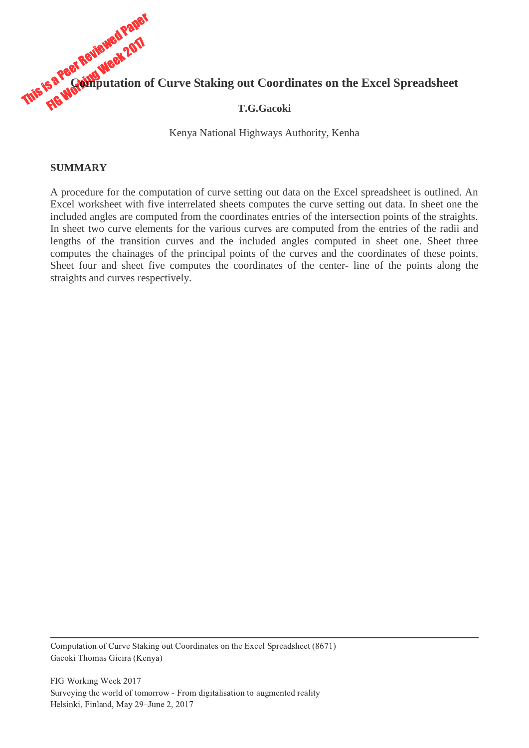# Computation of Curve Staking out Coordinates on the Excel Spreadsheet

**T.G.Gacoki**

Kenya National Highways Authority, Kenha

## SUMMARY

A procedure for the computation of curve setting out data on the Excel spreadsheet is outlined. An Excel worksheet with five interrelated sheets computes the curve setting out data. In sheet one the included angles are computed from the coordinates entries of the intersection points of the straights. In sheet two curve elements for the various curves are computed from the entries of the radii and lengths of the transition curves and the included angles computed in sheet one. Sheet three computes the chainages of the principal points of the curves and the coordinates of these points. Sheet four and sheet five computes the coordinates of the center- line of the points along the straights and curves respectively.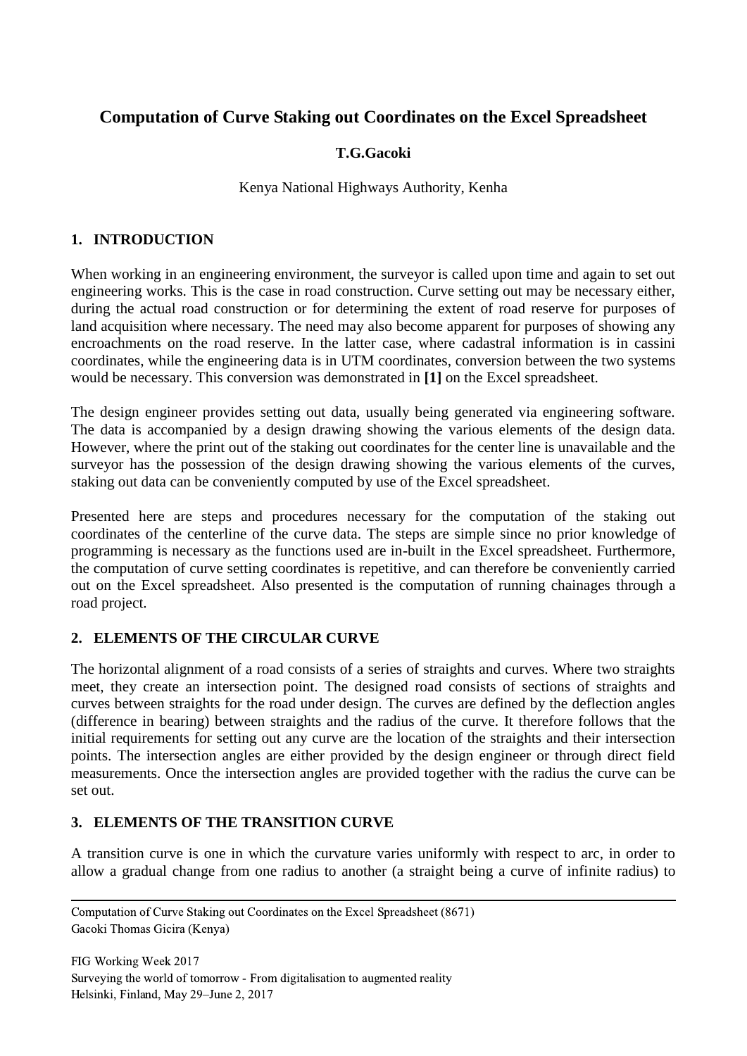# Computation of Curve Staking out Coordinates on the Excel Spreadsheet

**T.G.Gacoki**

Kenya National Highways Authority, Kenha

## 1. INTRODUCTION

When working in an engineering environment, the surveyor is called upon time and again to set out engineering works. This is the case in road construction. Curve setting out may be necessary either, during the actual road construction or for determining the extent of road reserve for purposes of land acquisition where necessary. The need may also become apparent for purposes of showing any encroachments on the road reserve. In the latter case, where cadastral information is in cassini coordinates, while the engineering data is in UTM coordinates, conversion between the two systems would be necessary. This conversion was demonstrated in **[1]** on the Excel spreadsheet.

The design engineer provides setting out data, usually being generated via engineering software. The data is accompanied by a design drawing showing the various elements of the design data. However, where the print out of the staking out coordinates for the center line is unavailable and the surveyor has the possession of the design drawing showing the various elements of the curves, staking out data can be conveniently computed by use of the Excel spreadsheet.

Presented here are steps and procedures necessary for the computation of the staking out coordinates of the centerline of the curve data. The steps are simple since no prior knowledge of programming is necessary as the functions used are in-built in the Excel spreadsheet. Furthermore, the computation of curve setting coordinates is repetitive, and can therefore be conveniently carried out on the Excel spreadsheet. Also presented is the computation of running chainages through a road project.

## 2. ELEMENTS OF THE CIRCULAR CURVE

The horizontal alignment of a road consists of a series of straights and curves. Where two straights meet, they create an intersection point. The designed road consists of sections of straights and curves between straights for the road under design. The curves are defined by the deflection angles (difference in bearing) between straights and the radius of the curve. It therefore follows that the initial requirements for setting out any curve are the location of the straights and their intersection points. The intersection angles are either provided by the design engineer or through direct field measurements. Once the intersection angles are provided together with the radius the curve can be set out.

## 3. ELEMENTS OF THE TRANSITION CURVE

A transition curve is one in which the curvature varies uniformly with respect to arc, in order to allow a gradual change from one radius to another (a straight being a curve of infinite radius) to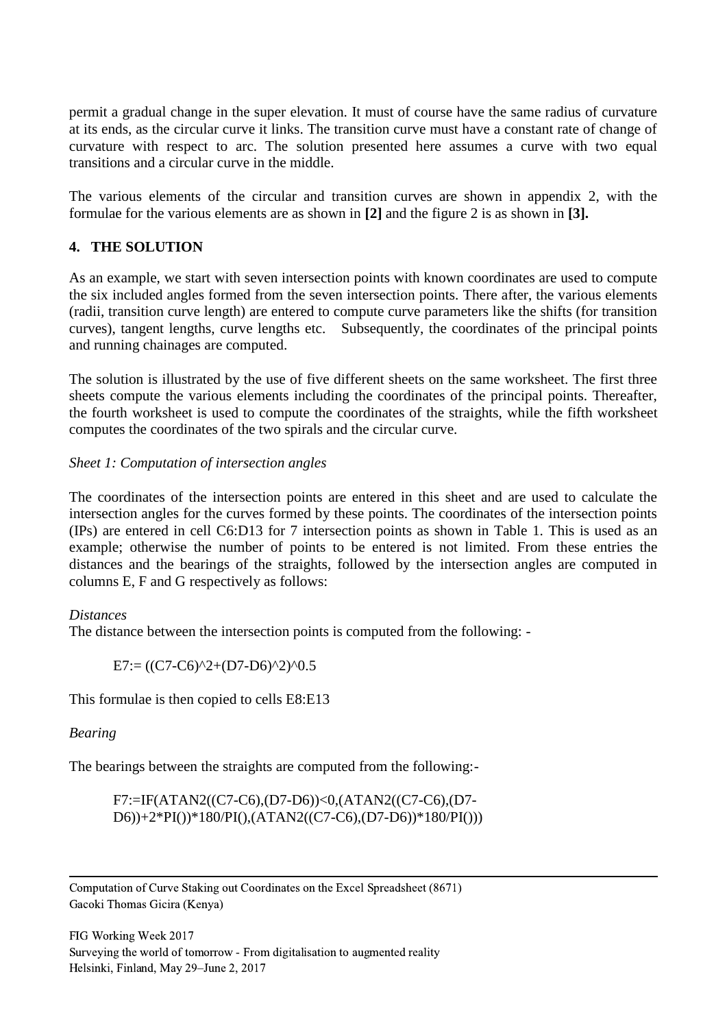permit a gradual change in the super elevation. It must of course have the same radius of curvature at its ends, as the circular curve it links. The transition curve must have a constant rate of change of curvature with respect to arc. The solution presented here assumes a curve with two equal transitions and a circular curve in the middle.

The various elements of the circular and transition curves are shown in appendix 2, with the formulae for the various elements are as shown in **[2]** and the figure 2 is as shown in **[3].**

## 4. THE SOLUTION

As an example, we start with seven intersection points with known coordinates are used to compute the six included angles formed from the seven intersection points. There after, the various elements (radii, transition curve length) are entered to compute curve parameters like the shifts (for transition curves), tangent lengths, curve lengths etc. Subsequently, the coordinates of the principal points and running chainages are computed.

The solution is illustrated by the use of five different sheets on the same worksheet. The first three sheets compute the various elements including the coordinates of the principal points. Thereafter, the fourth worksheet is used to compute the coordinates of the straights, while the fifth worksheet computes the coordinates of the two spirals and the circular curve.

*Sheet 1: Computation of intersection angles*

The coordinates of the intersection points are entered in this sheet and are used to calculate the intersection angles for the curves formed by these points. The coordinates of the intersection points (IPs) are entered in cell C6:D13 for 7 intersection points as shown in Table 1. This is used as an example; otherwise the number of points to be entered is not limited. From these entries the distances and the bearings of the straights, followed by the intersection angles are computed in columns E, F and G respectively as follows:

*Distances*

The distance between the intersection points is computed from the following: -

```
E7:= ((C7-C6)^2+(D7-D6)^2)^0.5
```

This formulae is then copied to cells E8:E13

*Bearing*

The bearings between the straights are computed from the following:-

```
F7:=IF(ATAN2((C7-C6),(D7-D6))<0,(ATAN2((C7-C6),(D7-D6))+2*PI())*180/PI(),(ATAN2((C7-C6),(D7-D6))*180/PI()))
```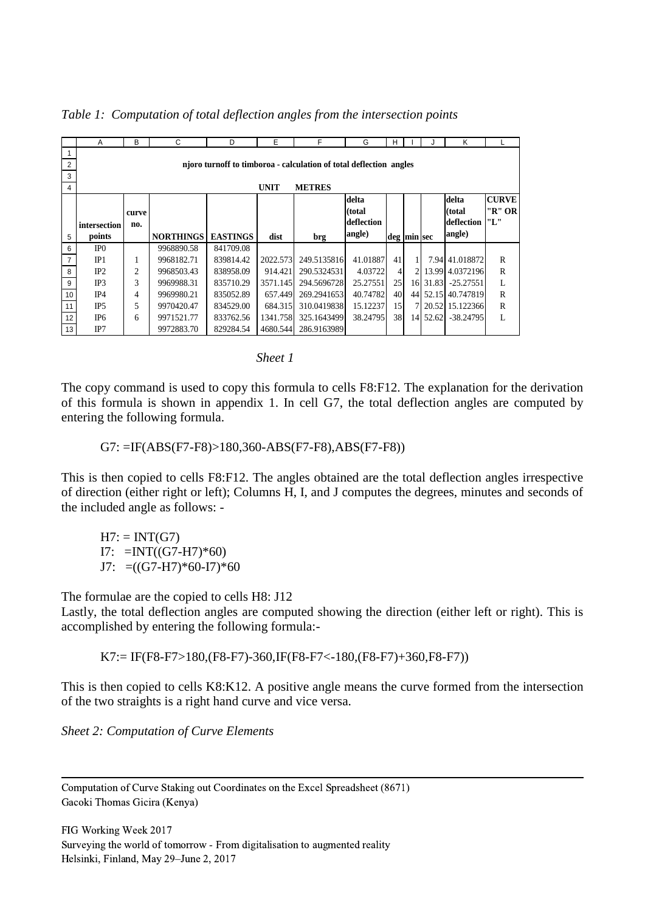*Table 1: Computation of total deflection angles from the intersection points*

| | A | B | C | D | E | F | G | H | I | J | K | L |
|---|---|---|---|---|---|---|---|---|---|---|---|---|
| 1 | | | | | | | | | | | | |
| 2 | njoro turnoff to timboroa - calculation of total deflection angles | | | | | | | | | | | |
| 3 | | | | | | | | | | | | |
| 4 | | | | | **UNIT** | **METRES** | | | | | | |
| 5 | **intersection points** | **curve no.** | **NORTHINGS** | **EASTINGS** | **dist** | **brg** | **delta (total deflection angle)** | **deg** | **min** | **sec** | **delta (total deflection angle)** | **CURVE "R" OR "L"** |
| 6 | IP0 | | 9968890.58 | 841709.08 | | | | | | | | |
| 7 | IP1 | 1 | 9968182.71 | 839814.42 | 2022.573 | 249.5135816 | 41.01887 | 41 | 1 | 7.94 | 41.018872 | R |
| 8 | IP2 | 2 | 9968503.43 | 838958.09 | 914.421 | 290.5324531 | 4.03722 | 4 | 2 | 13.99 | 4.0372196 | R |
| 9 | IP3 | 3 | 9969988.31 | 835710.29 | 3571.145 | 294.5696728 | 25.27551 | 25 | 16 | 31.83 | -25.27551 | L |
| 10 | IP4 | 4 | 9969980.21 | 835052.89 | 657.449 | 269.2941653 | 40.74782 | 40 | 44 | 52.15 | 40.747819 | R |
| 11 | IP5 | 5 | 9970420.47 | 834529.00 | 684.315 | 310.0419838 | 15.12237 | 15 | 7 | 20.52 | 15.122366 | R |
| 12 | IP6 | 6 | 9971521.77 | 833762.56 | 1341.758 | 325.1643499 | 38.24795 | 38 | 14 | 52.62 | -38.24795 | L |
| 13 | IP7 | | 9972883.70 | 829284.54 | 4680.544 | 286.9163989 | | | | | | |

*Sheet 1*

The copy command is used to copy this formula to cells F8:F12. The explanation for the derivation of this formula is shown in appendix 1. In cell G7, the total deflection angles are computed by entering the following formula.

G7: =IF(ABS(F7-F8)>180,360-ABS(F7-F8),ABS(F7-F8))

This is then copied to cells F8:F12. The angles obtained are the total deflection angles irrespective of direction (either right or left); Columns H, I, and J computes the degrees, minutes and seconds of the included angle as follows: -

H7: = INT(G7)
I7: =INT((G7-H7)*60)
J7: =((G7-H7)*60-I7)*60

The formulae are the copied to cells H8: J12
Lastly, the total deflection angles are computed showing the direction (either left or right). This is accomplished by entering the following formula:-

K7:= IF(F8-F7>180,(F8-F7)-360,IF(F8-F7<-180,(F8-F7)+360,F8-F7))

This is then copied to cells K8:K12. A positive angle means the curve formed from the intersection of the two straights is a right hand curve and vice versa.

*Sheet 2: Computation of Curve Elements*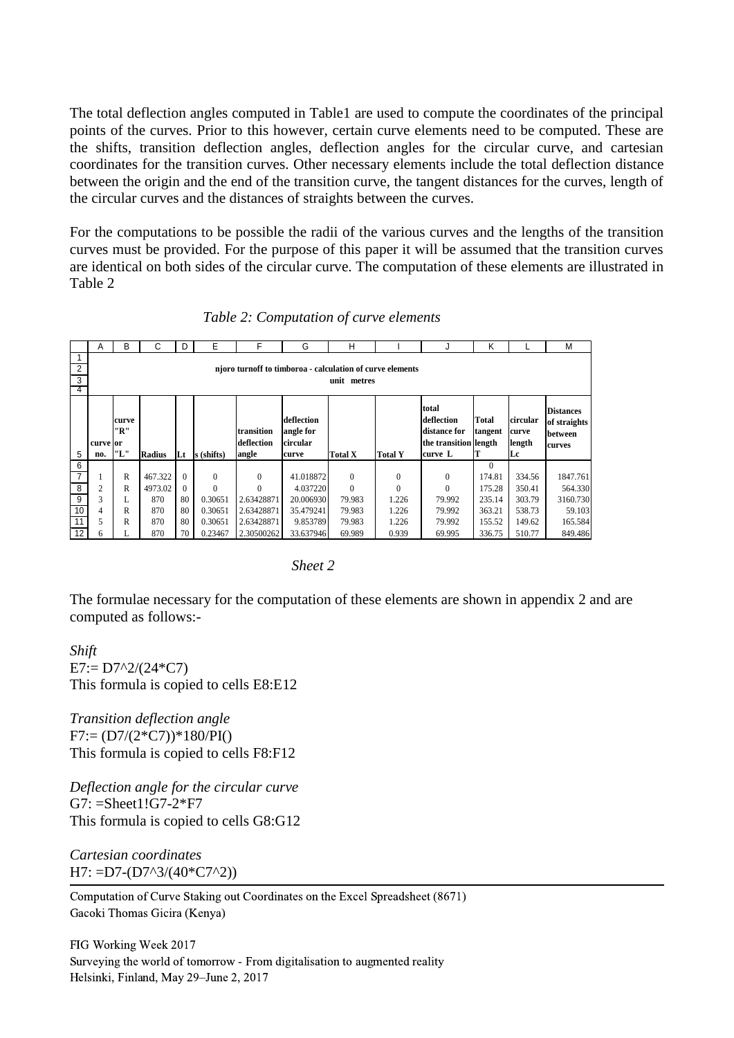The total deflection angles computed in Table1 are used to compute the coordinates of the principal points of the curves. Prior to this however, certain curve elements need to be computed. These are the shifts, transition deflection angles, deflection angles for the circular curve, and cartesian coordinates for the transition curves. Other necessary elements include the total deflection distance between the origin and the end of the transition curve, the tangent distances for the curves, length of the circular curves and the distances of straights between the curves.

For the computations to be possible the radii of the various curves and the lengths of the transition curves must be provided. For the purpose of this paper it will be assumed that the transition curves are identical on both sides of the circular curve. The computation of these elements are illustrated in Table 2

*Table 2: Computation of curve elements*

| | A | B | C | D | E | F | G | H | I | J | K | L | M |
|---|---|---|---|---|---|---|---|---|---|---|---|---|---|
| 1 | | | | | | | | | | | | | |
| 2 | njoro turnoff to timboroa - calculation of curve elements | | | | | | | | | | | | |
| 3 | unit metres | | | | | | | | | | | | |
| 4 | | | | | | | | | | | | | |
| 5 | curve no. | curve "R" or "L" | Radius | Lt | s (shifts) | transition deflection angle | deflection angle for circular curve | Total X | Total Y | total deflection distance for the transition curve L | Total tangent length T | circular curve length Lc | Distances of straights between curves |
| 6 | | | | | | | | | | | 0 | | |
| 7 | 1 | R | 467.322 | 0 | 0 | 0 | 41.018872 | 0 | 0 | 0 | 174.81 | 334.56 | 1847.761 |
| 8 | 2 | R | 4973.02 | 0 | 0 | 0 | 4.037220 | 0 | 0 | 0 | 175.28 | 350.41 | 564.330 |
| 9 | 3 | L | 870 | 80 | 0.30651 | 2.63428871 | 20.006930 | 79.983 | 1.226 | 79.992 | 235.14 | 303.79 | 3160.730 |
| 10 | 4 | R | 870 | 80 | 0.30651 | 2.63428871 | 35.479241 | 79.983 | 1.226 | 79.992 | 363.21 | 538.73 | 59.103 |
| 11 | 5 | R | 870 | 80 | 0.30651 | 2.63428871 | 9.853789 | 79.983 | 1.226 | 79.992 | 155.52 | 149.62 | 165.584 |
| 12 | 6 | L | 870 | 70 | 0.23467 | 2.30500262 | 33.637946 | 69.989 | 0.939 | 69.995 | 336.75 | 510.77 | 849.486 |

*Sheet 2*

The formulae necessary for the computation of these elements are shown in appendix 2 and are computed as follows:-

*Shift*
E7:= D7^2/(24*C7)
This formula is copied to cells E8:E12

*Transition deflection angle*
F7:= (D7/(2*C7))*180/PI()
This formula is copied to cells F8:F12

*Deflection angle for the circular curve*
G7: =Sheet1!G7-2*F7
This formula is copied to cells G8:G12

*Cartesian coordinates*
H7: =D7-(D7^3/(40*C7^2))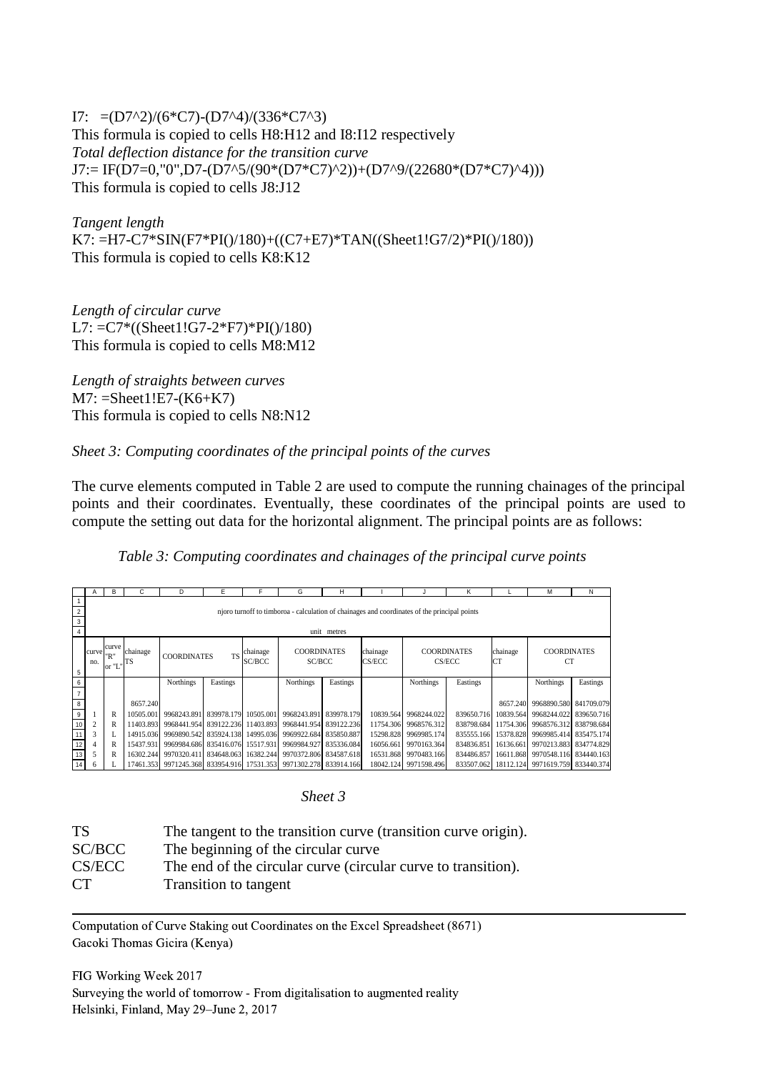I7: =(D7^2)/(6*C7)-(D7^4)/(336*C7^3)
This formula is copied to cells H8:H12 and I8:I12 respectively
*Total deflection distance for the transition curve*
J7:= IF(D7=0,"0",D7-(D7^5/(90*(D7*C7)^2))+(D7^9/(22680*(D7*C7)^4)))
This formula is copied to cells J8:J12

*Tangent length*
K7: =H7-C7*SIN(F7*PI()/180)+((C7+E7)*TAN((Sheet1!G7/2)*PI()/180))
This formula is copied to cells K8:K12

*Length of circular curve*
L7: =C7*((Sheet1!G7-2*F7)*PI()/180)
This formula is copied to cells M8:M12

*Length of straights between curves*
M7: =Sheet1!E7-(K6+K7)
This formula is copied to cells N8:N12

*Sheet 3: Computing coordinates of the principal points of the curves*

The curve elements computed in Table 2 are used to compute the running chainages of the principal points and their coordinates. Eventually, these coordinates of the principal points are used to compute the setting out data for the horizontal alignment. The principal points are as follows:

*Table 3: Computing coordinates and chainages of the principal curve points*

njoro turnoff to timboroa - calculation of chainages and coordinates of the principal points

unit metres

| curve no. | curve "R" or "L" | chainage TS | COORDINATES TS | | chainage SC/BCC | COORDINATES SC/BCC | | chainage CS/ECC | COORDINATES CS/ECC | | chainage CT | COORDINATES CT | |
|---|---|---|---|---|---|---|---|---|---|---|---|---|---|
| | | | Northings | Eastings | | Northings | Eastings | | Northings | Eastings | | Northings | Eastings |
| | | 8657.240 | | | | | | | | | 8657.240 | 9968890.580 | 841709.079 |
| 1 | R | 10505.001 | 9968243.891 | 839978.179 | 10505.001 | 9968243.891 | 839978.179 | 10839.564 | 9968244.022 | 839650.716 | 10839.564 | 9968244.022 | 839650.716 |
| 2 | R | 11403.893 | 9968441.954 | 839122.236 | 11403.893 | 9968441.954 | 839122.236 | 11754.306 | 9968576.312 | 838798.684 | 11754.306 | 9968576.312 | 838798.684 |
| 3 | L | 14915.036 | 9969890.542 | 835924.138 | 14995.036 | 9969922.684 | 835850.887 | 15298.828 | 9969985.174 | 835555.166 | 15378.828 | 9969985.414 | 835475.174 |
| 4 | R | 15437.931 | 9969984.686 | 835416.076 | 15517.931 | 9969984.927 | 835336.084 | 16056.661 | 9970163.364 | 834836.851 | 16136.661 | 9970213.883 | 834774.829 |
| 5 | R | 16302.244 | 9970320.411 | 834648.063 | 16382.244 | 9970372.806 | 834587.618 | 16531.868 | 9970483.166 | 834486.857 | 16611.868 | 9970548.116 | 834440.163 |
| 6 | L | 17461.353 | 9971245.368 | 833954.916 | 17531.353 | 9971302.278 | 833914.166 | 18042.124 | 9971598.496 | 833507.062 | 18112.124 | 9971619.759 | 833440.374 |

*Sheet 3*

| | |
|---|---|
| TS | The tangent to the transition curve (transition curve origin). |
| SC/BCC | The beginning of the circular curve |
| CS/ECC | The end of the circular curve (circular curve to transition). |
| CT | Transition to tangent |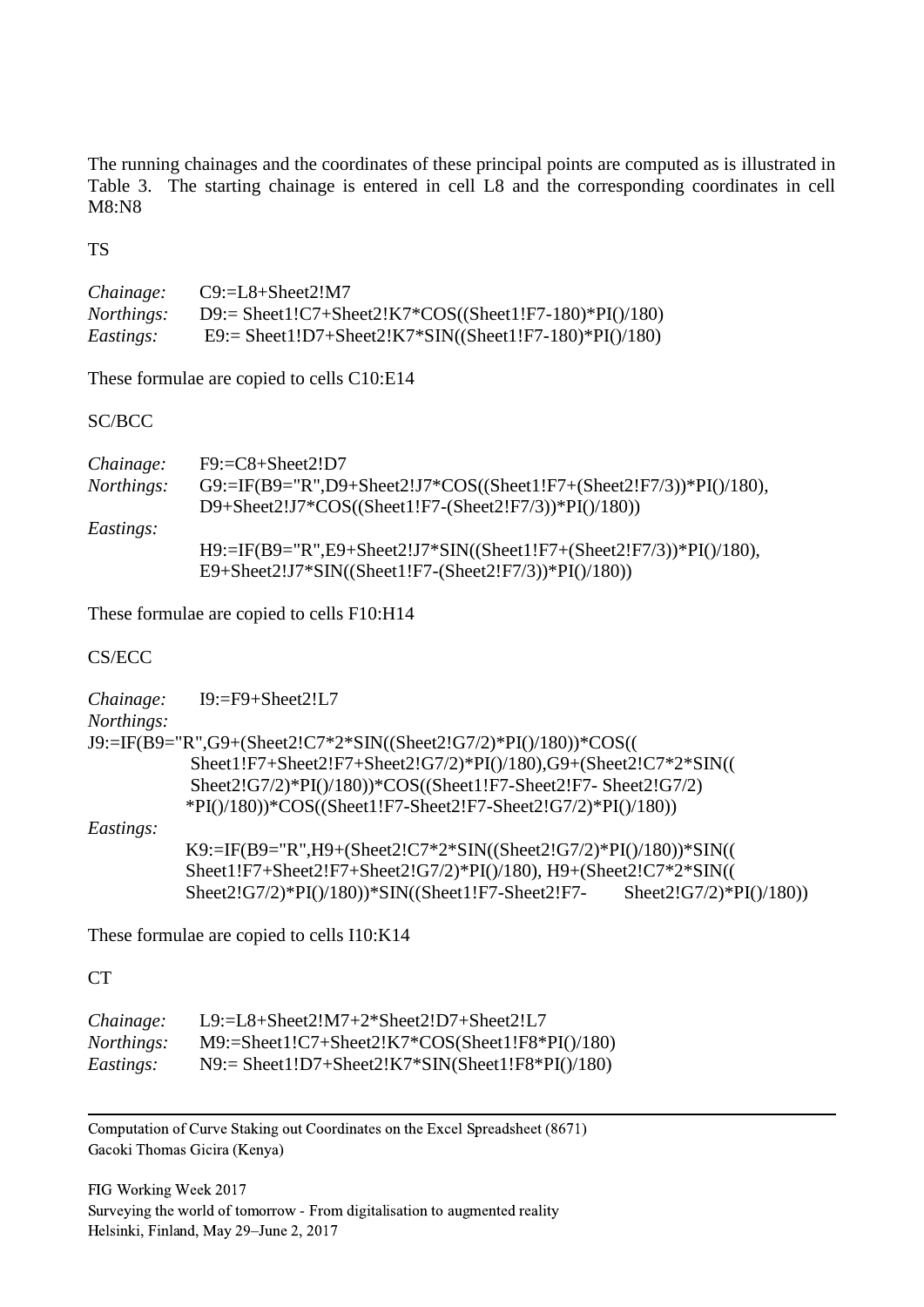The running chainages and the coordinates of these principal points are computed as is illustrated in Table 3. The starting chainage is entered in cell L8 and the corresponding coordinates in cell M8:N8

TS

*Chainage:* C9:=L8+Sheet2!M7
*Northings:* D9:= Sheet1!C7+Sheet2!K7*COS((Sheet1!F7-180)*PI()/180)
*Eastings:* E9:= Sheet1!D7+Sheet2!K7*SIN((Sheet1!F7-180)*PI()/180)

These formulae are copied to cells C10:E14

SC/BCC

*Chainage:* F9:=C8+Sheet2!D7
*Northings:* G9:=IF(B9="R",D9+Sheet2!J7*COS((Sheet1!F7+(Sheet2!F7/3))*PI()/180), D9+Sheet2!J7*COS((Sheet1!F7-(Sheet2!F7/3))*PI()/180))
*Eastings:*
H9:=IF(B9="R",E9+Sheet2!J7*SIN((Sheet1!F7+(Sheet2!F7/3))*PI()/180), E9+Sheet2!J7*SIN((Sheet1!F7-(Sheet2!F7/3))*PI()/180))

These formulae are copied to cells F10:H14

CS/ECC

*Chainage:* I9:=F9+Sheet2!L7
*Northings:*
J9:=IF(B9="R",G9+(Sheet2!C7*2*SIN((Sheet2!G7/2)*PI()/180))*COS(( Sheet1!F7+Sheet2!F7+Sheet2!G7/2)*PI()/180),G9+(Sheet2!C7*2*SIN(( Sheet2!G7/2)*PI()/180))*COS((Sheet1!F7-Sheet2!F7- Sheet2!G7/2) *PI()/180))*COS((Sheet1!F7-Sheet2!F7-Sheet2!G7/2)*PI()/180))
*Eastings:*
K9:=IF(B9="R",H9+(Sheet2!C7*2*SIN((Sheet2!G7/2)*PI()/180))*SIN(( Sheet1!F7+Sheet2!F7+Sheet2!G7/2)*PI()/180), H9+(Sheet2!C7*2*SIN(( Sheet2!G7/2)*PI()/180))*SIN((Sheet1!F7-Sheet2!F7- Sheet2!G7/2)*PI()/180))

These formulae are copied to cells I10:K14

CT

*Chainage:* L9:=L8+Sheet2!M7+2*Sheet2!D7+Sheet2!L7
*Northings:* M9:=Sheet1!C7+Sheet2!K7*COS(Sheet1!F8*PI()/180)
*Eastings:* N9:= Sheet1!D7+Sheet2!K7*SIN(Sheet1!F8*PI()/180)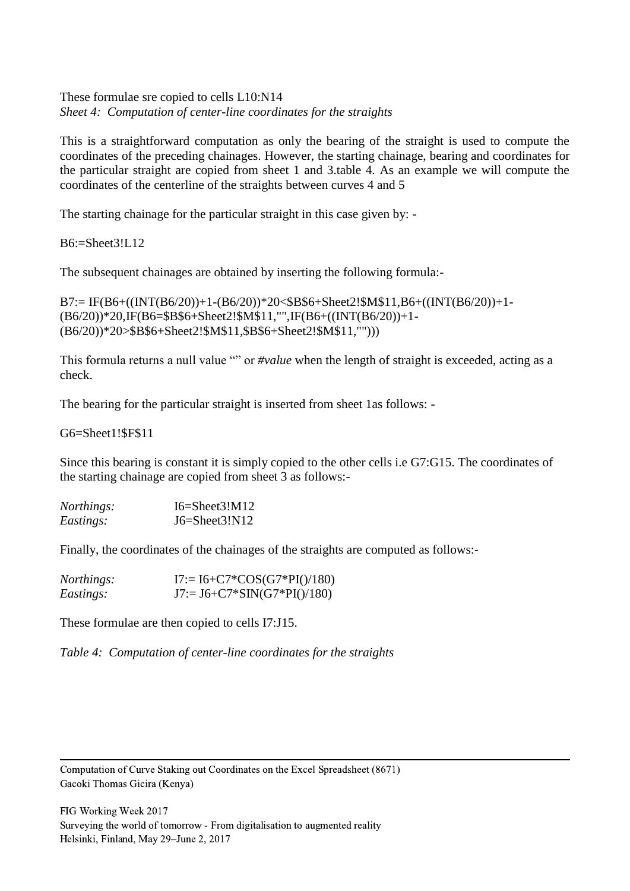These formulae sre copied to cells L10:N14

*Sheet 4: Computation of center-line coordinates for the straights*

This is a straightforward computation as only the bearing of the straight is used to compute the coordinates of the preceding chainages. However, the starting chainage, bearing and coordinates for the particular straight are copied from sheet 1 and 3.table 4. As an example we will compute the coordinates of the centerline of the straights between curves 4 and 5

The starting chainage for the particular straight in this case given by: -

B6:=Sheet3!L12

The subsequent chainages are obtained by inserting the following formula:-

B7:= IF(B6+((INT(B6/20))+1-(B6/20))*20<$B$6+Sheet2!$M$11,B6+((INT(B6/20))+1-(B6/20))*20,IF(B6=$B$6+Sheet2!$M$11,"",IF(B6+((INT(B6/20))+1-(B6/20))*20>$B$6+Sheet2!$M$11,$B$6+Sheet2!$M$11,"")))

This formula returns a null value "" or *#value* when the length of straight is exceeded, acting as a check.

The bearing for the particular straight is inserted from sheet 1as follows: -

G6=Sheet1!$F$11

Since this bearing is constant it is simply copied to the other cells i.e G7:G15. The coordinates of the starting chainage are copied from sheet 3 as follows:-

*Northings:* I6=Sheet3!M12
*Eastings:* J6=Sheet3!N12

Finally, the coordinates of the chainages of the straights are computed as follows:-

*Northings:* I7:= I6+C7*COS(G7*PI()/180)
*Eastings:* J7:= J6+C7*SIN(G7*PI()/180)

These formulae are then copied to cells I7:J15.

*Table 4: Computation of center-line coordinates for the straights*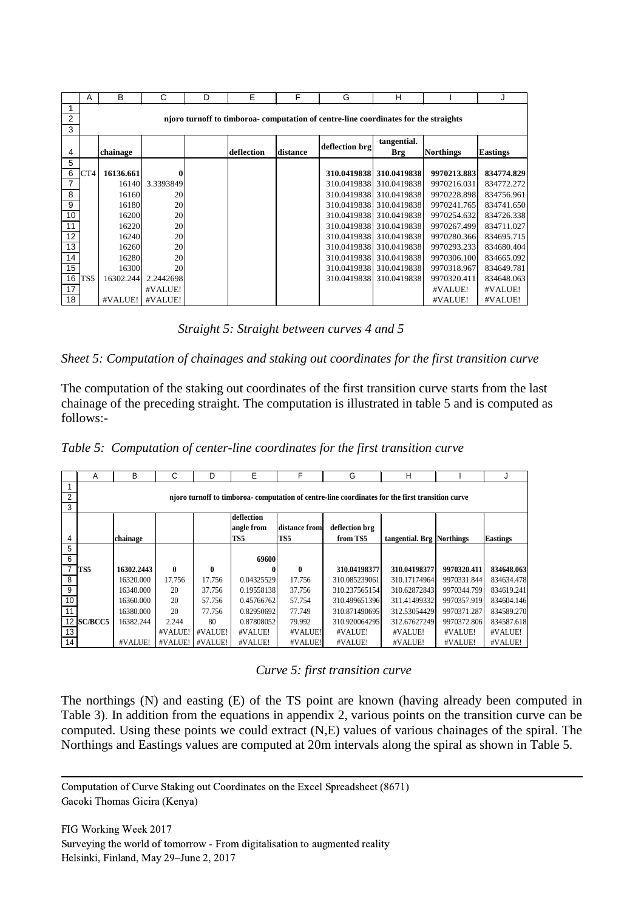|  | A | B | C | D | E | F | G | H | I | J |
|---|---|---|---|---|---|---|---|---|---|---|
| 1 | | | | | | | | | | |
| 2 | njoro turnoff to timboroa- computation of centre-line coordinates for the straights | | | | | | | | | |
| 3 | | | | | | | | | | |
| 4 | | chainage | | | deflection | distance | deflection brg | tangential. Brg | Northings | Eastings |
| 5 | | | | | | | | | | |
| 6 | CT4 | **16136.661** | **0** | | | | **310.0419838** | **310.0419838** | **9970213.883** | **834774.829** |
| 7 | | 16140 | 3.3393849 | | | | 310.0419838 | 310.0419838 | 9970216.031 | 834772.272 |
| 8 | | 16160 | 20 | | | | 310.0419838 | 310.0419838 | 9970228.898 | 834756.961 |
| 9 | | 16180 | 20 | | | | 310.0419838 | 310.0419838 | 9970241.765 | 834741.650 |
| 10 | | 16200 | 20 | | | | 310.0419838 | 310.0419838 | 9970254.632 | 834726.338 |
| 11 | | 16220 | 20 | | | | 310.0419838 | 310.0419838 | 9970267.499 | 834711.027 |
| 12 | | 16240 | 20 | | | | 310.0419838 | 310.0419838 | 9970280.366 | 834695.715 |
| 13 | | 16260 | 20 | | | | 310.0419838 | 310.0419838 | 9970293.233 | 834680.404 |
| 14 | | 16280 | 20 | | | | 310.0419838 | 310.0419838 | 9970306.100 | 834665.092 |
| 15 | | 16300 | 20 | | | | 310.0419838 | 310.0419838 | 9970318.967 | 834649.781 |
| 16 | TS5 | 16302.244 | 2.2442698 | | | | 310.0419838 | 310.0419838 | 9970320.411 | 834648.063 |
| 17 | | | #VALUE! | | | | | | #VALUE! | #VALUE! |
| 18 | | #VALUE! | #VALUE! | | | | | | #VALUE! | #VALUE! |

*Straight 5: Straight between curves 4 and 5*

*Sheet 5: Computation of chainages and staking out coordinates for the first transition curve*

The computation of the staking out coordinates of the first transition curve starts from the last chainage of the preceding straight. The computation is illustrated in table 5 and is computed as follows:-

*Table 5: Computation of center-line coordinates for the first transition curve*

|  | A | B | C | D | E | F | G | H | I | J |
|---|---|---|---|---|---|---|---|---|---|---|
| 1 | | | | | | | | | | |
| 2 | njoro turnoff to timboroa- computation of centre-line coordinates for the first transition curve | | | | | | | | | |
| 3 | | | | | | | | | | |
| 4 | | chainage | | | deflection angle from TS5 | distance from TS5 | deflection brg from TS5 | tangential. Brg | Northings | Eastings |
| 5 | | | | | | | | | | |
| 6 | | | | | **69600** | | | | | |
| 7 | **TS5** | **16302.2443** | **0** | **0** | **0** | **0** | **310.04198377** | **310.04198377** | **9970320.411** | **834648.063** |
| 8 | | 16320.000 | 17.756 | 17.756 | 0.04325529 | 17.756 | 310.085239061 | 310.17174964 | 9970331.844 | 834634.478 |
| 9 | | 16340.000 | 20 | 37.756 | 0.19558138 | 37.756 | 310.237565154 | 310.62872843 | 9970344.799 | 834619.241 |
| 10 | | 16360.000 | 20 | 57.756 | 0.45766762 | 57.754 | 310.499651396 | 311.41499332 | 9970357.919 | 834604.146 |
| 11 | | 16380.000 | 20 | 77.756 | 0.82950692 | 77.749 | 310.871490695 | 312.53054429 | 9970371.287 | 834589.270 |
| 12 | **SC/BCC5** | 16382.244 | 2.244 | 80 | 0.87808052 | 79.992 | 310.920064295 | 312.67627249 | 9970372.806 | 834587.618 |
| 13 | | | #VALUE! | #VALUE! | #VALUE! | #VALUE! | #VALUE! | #VALUE! | #VALUE! | #VALUE! |
| 14 | | #VALUE! | #VALUE! | #VALUE! | #VALUE! | #VALUE! | #VALUE! | #VALUE! | #VALUE! | #VALUE! |

*Curve 5: first transition curve*

The northings (N) and easting (E) of the TS point are known (having already been computed in Table 3). In addition from the equations in appendix 2, various points on the transition curve can be computed. Using these points we could extract (N,E) values of various chainages of the spiral. The Northings and Eastings values are computed at 20m intervals along the spiral as shown in Table 5.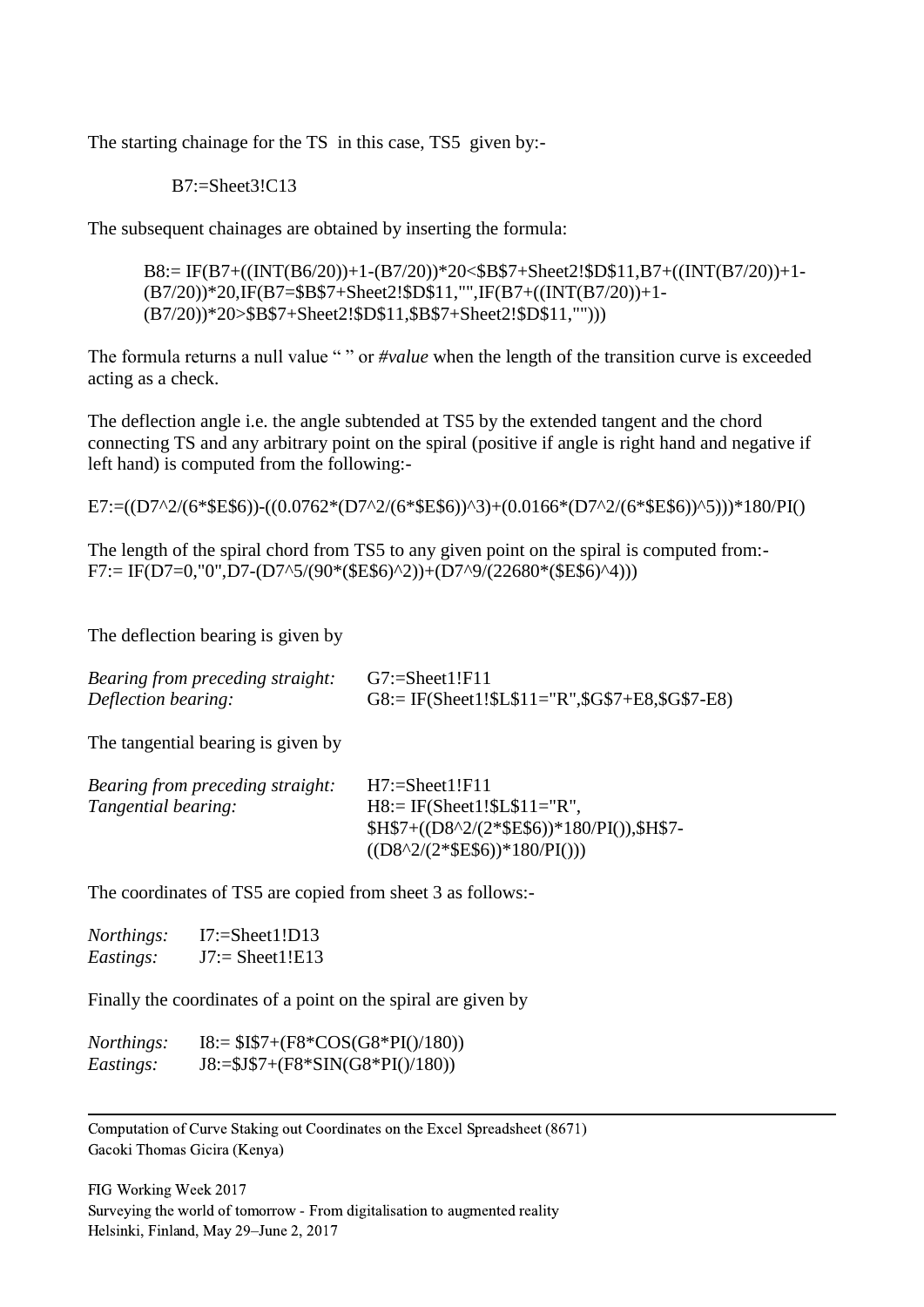The starting chainage for the TS  in this case, TS5  given by:-

B7:=Sheet3!C13

The subsequent chainages are obtained by inserting the formula:

B8:= IF(B7+((INT(B6/20))+1-(B7/20))*20<$B$7+Sheet2!$D$11,B7+((INT(B7/20))+1-(B7/20))*20,IF(B7=$B$7+Sheet2!$D$11,"",IF(B7+((INT(B7/20))+1-(B7/20))*20>$B$7+Sheet2!$D$11,$B$7+Sheet2!$D$11,"")))

The formula returns a null value " " or *#value* when the length of the transition curve is exceeded acting as a check.

The deflection angle i.e. the angle subtended at TS5 by the extended tangent and the chord connecting TS and any arbitrary point on the spiral (positive if angle is right hand and negative if left hand) is computed from the following:-

E7:=((D7^2/(6*$E$6))-((0.0762*(D7^2/(6*$E$6))^3)+(0.0166*(D7^2/(6*$E$6))^5)))*180/PI()

The length of the spiral chord from TS5 to any given point on the spiral is computed from:-
F7:= IF(D7=0,"0",D7-(D7^5/(90*($E$6)^2))+(D7^9/(22680*($E$6)^4)))

The deflection bearing is given by

*Bearing from preceding straight:* G7:=Sheet1!F11
*Deflection bearing:* G8:= IF(Sheet1!$L$11="R",$G$7+E8,$G$7-E8)

The tangential bearing is given by

*Bearing from preceding straight:* H7:=Sheet1!F11
*Tangential bearing:* H8:= IF(Sheet1!$L$11="R", $H$7+((D8^2/(2*$E$6))*180/PI()),$H$7-((D8^2/(2*$E$6))*180/PI()))

The coordinates of TS5 are copied from sheet 3 as follows:-

*Northings:* I7:=Sheet1!D13
*Eastings:* J7:= Sheet1!E13

Finally the coordinates of a point on the spiral are given by

*Northings:* I8:= $I$7+(F8*COS(G8*PI()/180))
*Eastings:* J8:=$J$7+(F8*SIN(G8*PI()/180))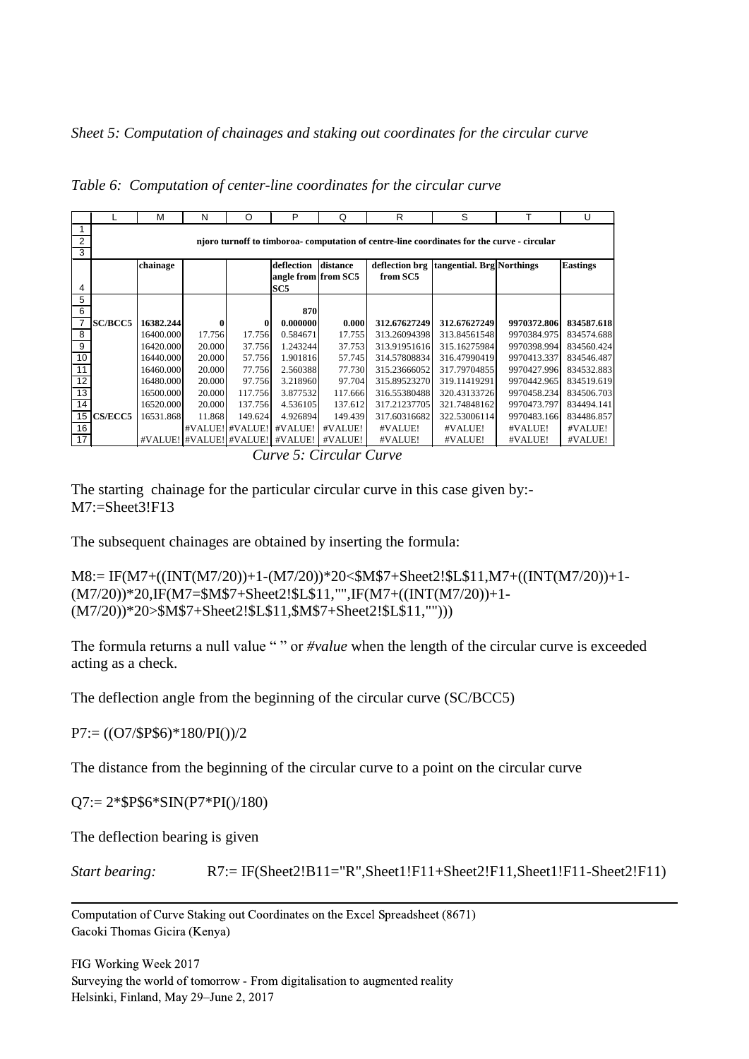*Sheet 5: Computation of chainages and staking out coordinates for the circular curve*

*Table 6: Computation of center-line coordinates for the circular curve*

| | L | M | N | O | P | Q | R | S | T | U |
|---|---|---|---|---|---|---|---|---|---|---|
| 1 | | | | | | | | | | |
| 2 | njoro turnoff to timboroa- computation of centre-line coordinates for the curve - circular | | | | | | | | | |
| 3 | | | | | | | | | | |
| 4 | | **chainage** | | | **deflection angle from SC5** | **distance from SC5** | **deflection brg from SC5** | **tangential. Brg** | **Northings** | **Eastings** |
| 5 | | | | | | | | | | |
| 6 | | | | | **870** | | | | | |
| 7 | **SC/BCC5** | **16382.244** | **0** | **0** | **0.000000** | **0.000** | **312.67627249** | **312.67627249** | **9970372.806** | **834587.618** |
| 8 | | 16400.000 | 17.756 | 17.756 | 0.584671 | 17.755 | 313.26094398 | 313.84561548 | 9970384.975 | 834574.688 |
| 9 | | 16420.000 | 20.000 | 37.756 | 1.243244 | 37.753 | 313.91951616 | 315.16275984 | 9970398.994 | 834560.424 |
| 10 | | 16440.000 | 20.000 | 57.756 | 1.901816 | 57.745 | 314.57808834 | 316.47990419 | 9970413.337 | 834546.487 |
| 11 | | 16460.000 | 20.000 | 77.756 | 2.560388 | 77.730 | 315.23666052 | 317.79704855 | 9970427.996 | 834532.883 |
| 12 | | 16480.000 | 20.000 | 97.756 | 3.218960 | 97.704 | 315.89523270 | 319.11419291 | 9970442.965 | 834519.619 |
| 13 | | 16500.000 | 20.000 | 117.756 | 3.877532 | 117.666 | 316.55380488 | 320.43133726 | 9970458.234 | 834506.703 |
| 14 | | 16520.000 | 20.000 | 137.756 | 4.536105 | 137.612 | 317.21237705 | 321.74848162 | 9970473.797 | 834494.141 |
| 15 | **CS/ECC5** | 16531.868 | 11.868 | 149.624 | 4.926894 | 149.439 | 317.60316682 | 322.53006114 | 9970483.166 | 834486.857 |
| 16 | | | #VALUE! | #VALUE! | #VALUE! | #VALUE! | #VALUE! | #VALUE! | #VALUE! | #VALUE! |
| 17 | | #VALUE! | #VALUE! | #VALUE! | #VALUE! | #VALUE! | #VALUE! | #VALUE! | #VALUE! | #VALUE! |

*Curve 5: Circular Curve*

The starting chainage for the particular circular curve in this case given by:-
M7:=Sheet3!F13

The subsequent chainages are obtained by inserting the formula:

M8:= IF(M7+((INT(M7/20))+1-(M7/20))*20<$M$7+Sheet2!$L$11,M7+((INT(M7/20))+1-(M7/20))*20,IF(M7=$M$7+Sheet2!$L$11,"",IF(M7+((INT(M7/20))+1-(M7/20))*20>$M$7+Sheet2!$L$11,$M$7+Sheet2!$L$11,"")))

The formula returns a null value " " or *#value* when the length of the circular curve is exceeded acting as a check.

The deflection angle from the beginning of the circular curve (SC/BCC5)

P7:= ((O7/$P$6)*180/PI())/2

The distance from the beginning of the circular curve to a point on the circular curve

Q7:= 2*$P$6*SIN(P7*PI()/180)

The deflection bearing is given

*Start bearing:* R7:= IF(Sheet2!B11="R",Sheet1!F11+Sheet2!F11,Sheet1!F11-Sheet2!F11)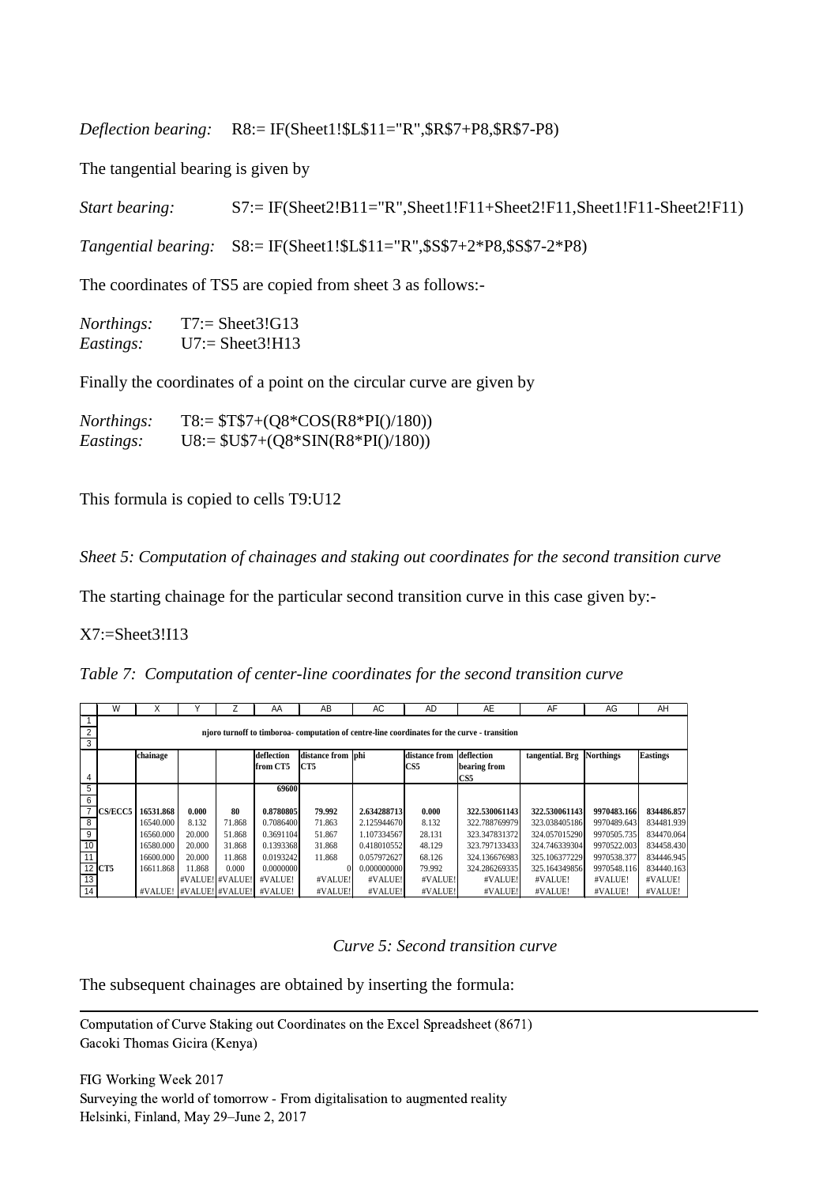*Deflection bearing:* R8:= IF(Sheet1!$L$11="R",$R$7+P8,$R$7-P8)

The tangential bearing is given by

*Start bearing:* S7:= IF(Sheet2!B11="R",Sheet1!F11+Sheet2!F11,Sheet1!F11-Sheet2!F11)

*Tangential bearing:* S8:= IF(Sheet1!$L$11="R",$S$7+2*P8,$S$7-2*P8)

The coordinates of TS5 are copied from sheet 3 as follows:-

*Northings:* T7:= Sheet3!G13
*Eastings:* U7:= Sheet3!H13

Finally the coordinates of a point on the circular curve are given by

*Northings:* T8:= $T$7+(Q8*COS(R8*PI()/180))
*Eastings:* U8:= $U$7+(Q8*SIN(R8*PI()/180))

This formula is copied to cells T9:U12

*Sheet 5: Computation of chainages and staking out coordinates for the second transition curve*

The starting chainage for the particular second transition curve in this case given by:-

X7:=Sheet3!I13

*Table 7: Computation of center-line coordinates for the second transition curve*

| | W | X | Y | Z | AA | AB | AC | AD | AE | AF | AG | AH |
|---|---|---|---|---|---|---|---|---|---|---|---|---|
| 1 | | | | | | | | | | | | |
| 2 | njoro turnoff to timboroa- computation of centre-line coordinates for the curve - transition | | | | | | | | | | | |
| 3 | | | | | | | | | | | | |
| 4 | | chainage | | | deflection from CT5 | distance from CT5 | phi | distance from CS5 | deflection bearing from CS5 | tangential. Brg | Northings | Eastings |
| 5 | | | | | 69600 | | | | | | | |
| 6 | | | | | | | | | | | | |
| 7 | CS/ECC5 | 16531.868 | 0.000 | 80 | 0.8780805 | 79.992 | 2.634288713 | 0.000 | 322.530061143 | 322.530061143 | 9970483.166 | 834486.857 |
| 8 | | 16540.000 | 8.132 | 71.868 | 0.7086400 | 71.863 | 2.125944670 | 8.132 | 322.788769979 | 323.038405186 | 9970489.643 | 834481.939 |
| 9 | | 16560.000 | 20.000 | 51.868 | 0.3691104 | 51.867 | 1.107334567 | 28.131 | 323.347831372 | 324.057015290 | 9970505.735 | 834470.064 |
| 10 | | 16580.000 | 20.000 | 31.868 | 0.1393368 | 31.868 | 0.418010552 | 48.129 | 323.797133433 | 324.746339304 | 9970522.003 | 834458.430 |
| 11 | | 16600.000 | 20.000 | 11.868 | 0.0193242 | 11.868 | 0.057972627 | 68.126 | 324.136676983 | 325.106377229 | 9970538.377 | 834446.945 |
| 12 | CT5 | 16611.868 | 11.868 | 0.000 | 0.0000000 | 0 | 0.000000000 | 79.992 | 324.286269335 | 325.164349856 | 9970548.116 | 834440.163 |
| 13 | | | #VALUE! | #VALUE! | #VALUE! | #VALUE! | #VALUE! | #VALUE! | #VALUE! | #VALUE! | #VALUE! | #VALUE! |
| 14 | | #VALUE! | #VALUE! | #VALUE! | #VALUE! | #VALUE! | #VALUE! | #VALUE! | #VALUE! | #VALUE! | #VALUE! | #VALUE! |

*Curve 5: Second transition curve*

The subsequent chainages are obtained by inserting the formula: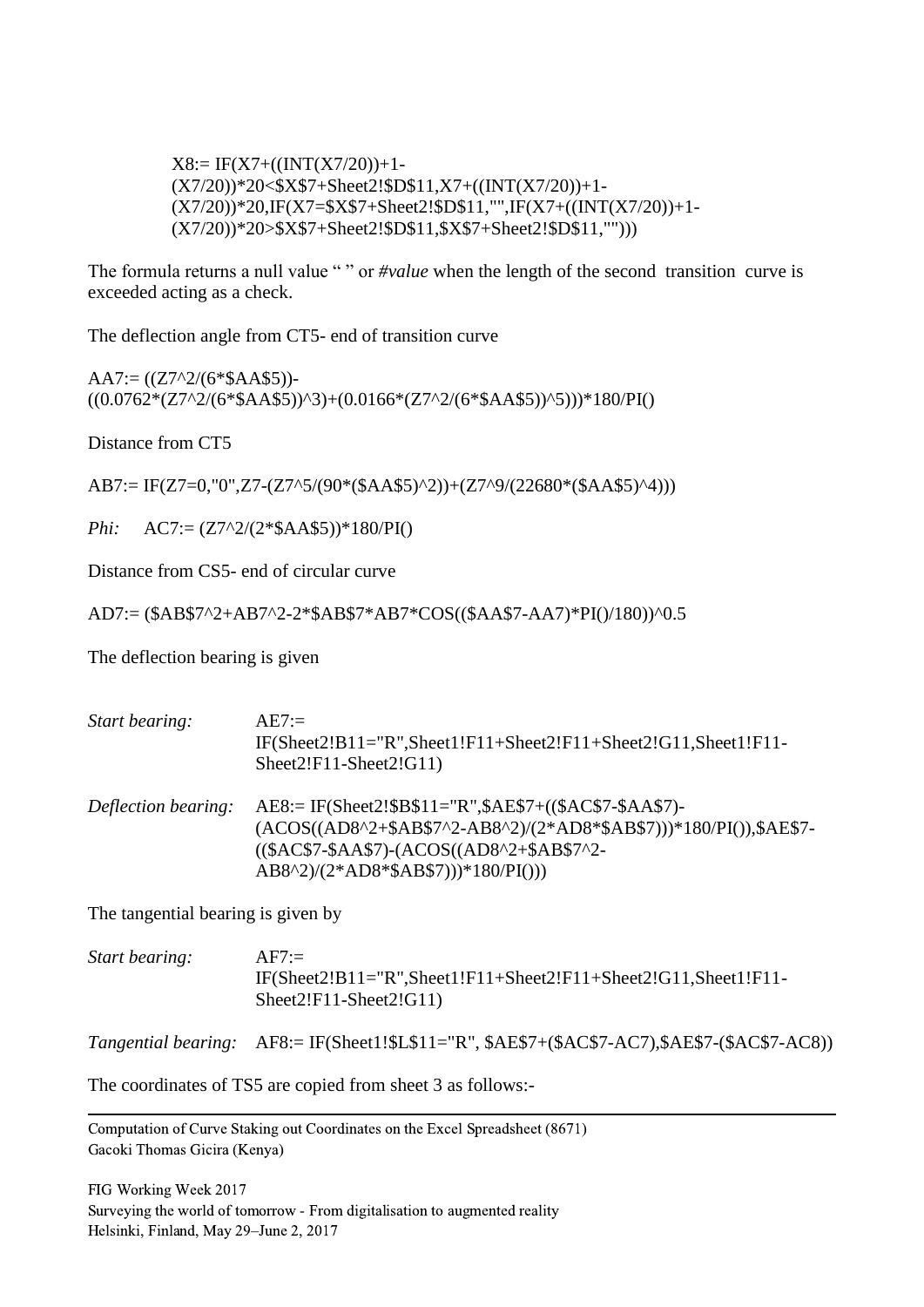```
X8:= IF(X7+((INT(X7/20))+1-(X7/20))*20<$X$7+Sheet2!$D$11,X7+((INT(X7/20))+1-(X7/20))*20,IF(X7=$X$7+Sheet2!$D$11,"",IF(X7+((INT(X7/20))+1-(X7/20))*20>$X$7+Sheet2!$D$11,$X$7+Sheet2!$D$11,"")))
```

The formula returns a null value " " or *#value* when the length of the second transition curve is exceeded acting as a check.

The deflection angle from CT5- end of transition curve

```
AA7:= ((Z7^2/(6*$AA$5))-((0.0762*(Z7^2/(6*$AA$5))^3)+(0.0166*(Z7^2/(6*$AA$5))^5)))*180/PI()
```

Distance from CT5

```
AB7:= IF(Z7=0,"0",Z7-(Z7^5/(90*($AA$5)^2))+(Z7^9/(22680*($AA$5)^4)))
```

*Phi:* AC7:= (Z7^2/(2*$AA$5))*180/PI()

Distance from CS5- end of circular curve

```
AD7:= ($AB$7^2+AB7^2-2*$AB$7*AB7*COS(($AA$7-AA7)*PI()/180))^0.5
```

The deflection bearing is given

*Start bearing:* AE7:= IF(Sheet2!B11="R",Sheet1!F11+Sheet2!F11+Sheet2!G11,Sheet1!F11-Sheet2!F11-Sheet2!G11)

*Deflection bearing:* AE8:= IF(Sheet2!$B$11="R",$AE$7+(($AC$7-$AA$7)-(ACOS((AD8^2+$AB$7^2-AB8^2)/(2*AD8*$AB$7)))*180/PI()),$AE$7-(($AC$7-$AA$7)-(ACOS((AD8^2+$AB$7^2-AB8^2)/(2*AD8*$AB$7)))*180/PI()))

The tangential bearing is given by

*Start bearing:* AF7:= IF(Sheet2!B11="R",Sheet1!F11+Sheet2!F11+Sheet2!G11,Sheet1!F11-Sheet2!F11-Sheet2!G11)

*Tangential bearing:* AF8:= IF(Sheet1!$L$11="R", $AE$7+($AC$7-AC7),$AE$7-($AC$7-AC8))

The coordinates of TS5 are copied from sheet 3 as follows:-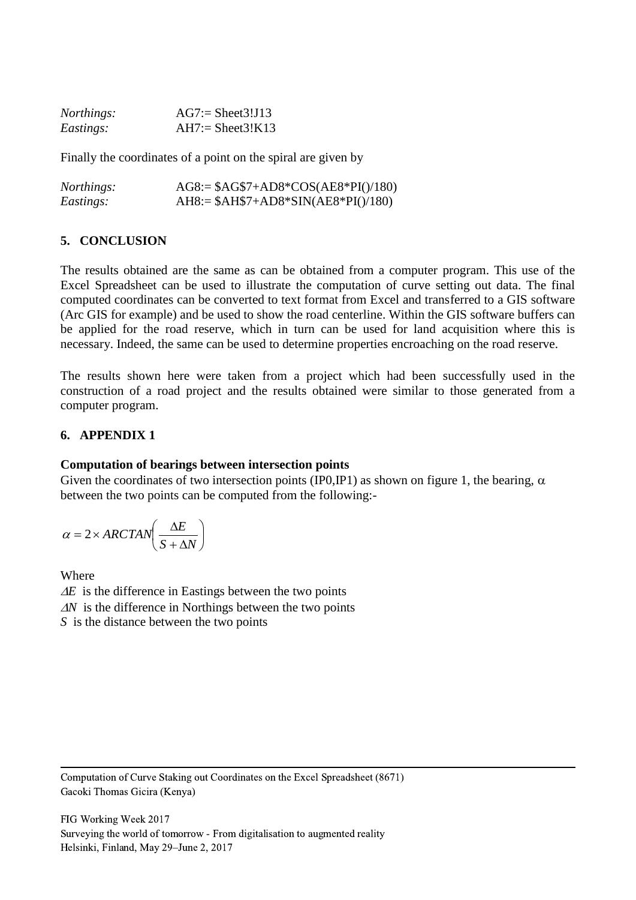*Northings:* AG7:= Sheet3!J13
*Eastings:* AH7:= Sheet3!K13

Finally the coordinates of a point on the spiral are given by

*Northings:* AG8:= $AG$7+AD8*COS(AE8*PI()/180)
*Eastings:* AH8:= $AH$7+AD8*SIN(AE8*PI()/180)

## 5. CONCLUSION

The results obtained are the same as can be obtained from a computer program. This use of the Excel Spreadsheet can be used to illustrate the computation of curve setting out data. The final computed coordinates can be converted to text format from Excel and transferred to a GIS software (Arc GIS for example) and be used to show the road centerline. Within the GIS software buffers can be applied for the road reserve, which in turn can be used for land acquisition where this is necessary. Indeed, the same can be used to determine properties encroaching on the road reserve.

The results shown here were taken from a project which had been successfully used in the construction of a road project and the results obtained were similar to those generated from a computer program.

## 6. APPENDIX 1

**Computation of bearings between intersection points**

Given the coordinates of two intersection points (IP0,IP1) as shown on figure 1, the bearing, $\alpha$ between the two points can be computed from the following:-

$$\alpha = 2 \times ARCTAN\left(\frac{\Delta E}{S + \Delta N}\right)$$

Where

$\Delta E$ is the difference in Eastings between the two points

$\Delta N$ is the difference in Northings between the two points

$S$ is the distance between the two points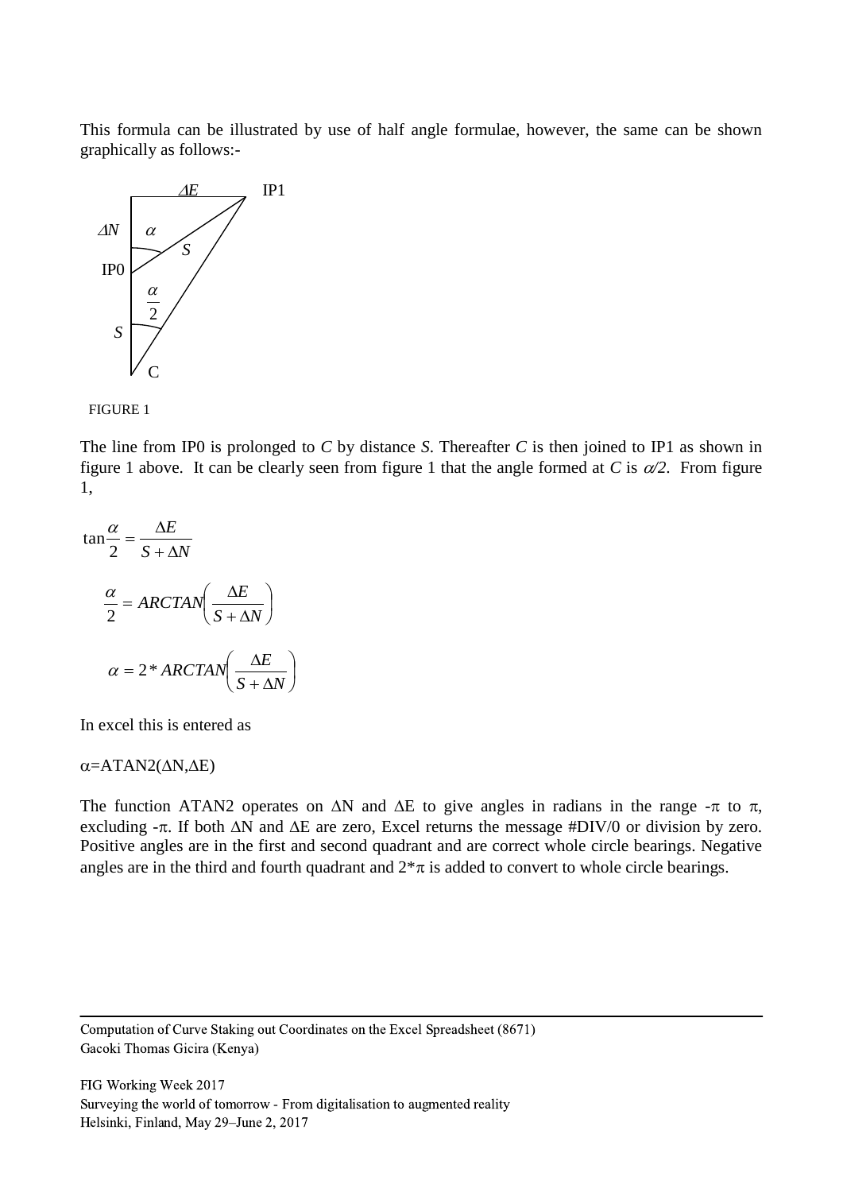This formula can be illustrated by use of half angle formulae, however, the same can be shown graphically as follows:-

ΔE IP1

ΔN α

S

IP0

$\frac{\alpha}{2}$

S

C

FIGURE 1

The line from IP0 is prolonged to *C* by distance *S*. Thereafter *C* is then joined to IP1 as shown in figure 1 above. It can be clearly seen from figure 1 that the angle formed at *C* is $\alpha/2$. From figure 1,

$$\tan\frac{\alpha}{2} = \frac{\Delta E}{S + \Delta N}$$

$$\frac{\alpha}{2} = ARCTAN\left(\frac{\Delta E}{S + \Delta N}\right)$$

$$\alpha = 2 * ARCTAN\left(\frac{\Delta E}{S + \Delta N}\right)$$

In excel this is entered as

α=ATAN2(ΔN,ΔE)

The function ATAN2 operates on ΔN and ΔE to give angles in radians in the range -π to π, excluding -π. If both ΔN and ΔE are zero, Excel returns the message #DIV/0 or division by zero. Positive angles are in the first and second quadrant and are correct whole circle bearings. Negative angles are in the third and fourth quadrant and 2*π is added to convert to whole circle bearings.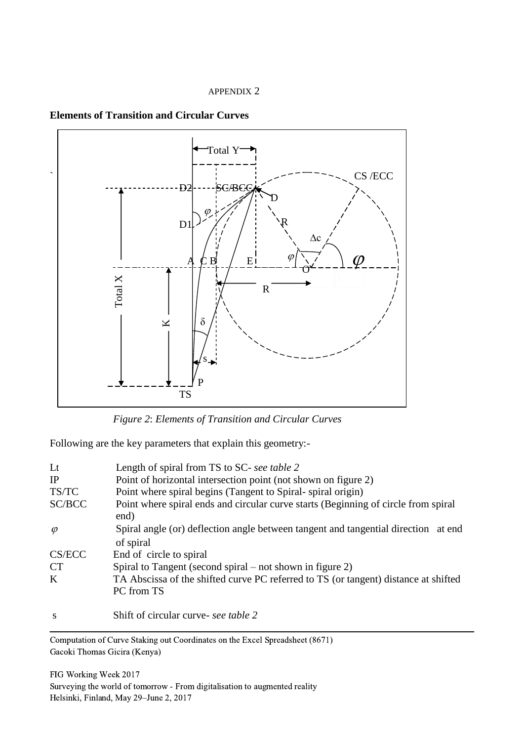APPENDIX 2

**Elements of Transition and Circular Curves**

*Figure 2*: *Elements of Transition and Circular Curves*

Following are the key parameters that explain this geometry:-

| | |
|---|---|
| Lt | Length of spiral from TS to SC- *see table 2* |
| IP | Point of horizontal intersection point (not shown on figure 2) |
| TS/TC | Point where spiral begins (Tangent to Spiral- spiral origin) |
| SC/BCC | Point where spiral ends and circular curve starts (Beginning of circle from spiral end) |
| $\varphi$ | Spiral angle (or) deflection angle between tangent and tangential direction at end of spiral |
| CS/ECC | End of circle to spiral |
| CT | Spiral to Tangent (second spiral – not shown in figure 2) |
| K | TA Abscissa of the shifted curve PC referred to TS (or tangent) distance at shifted PC from TS |
| s | Shift of circular curve- *see table 2* |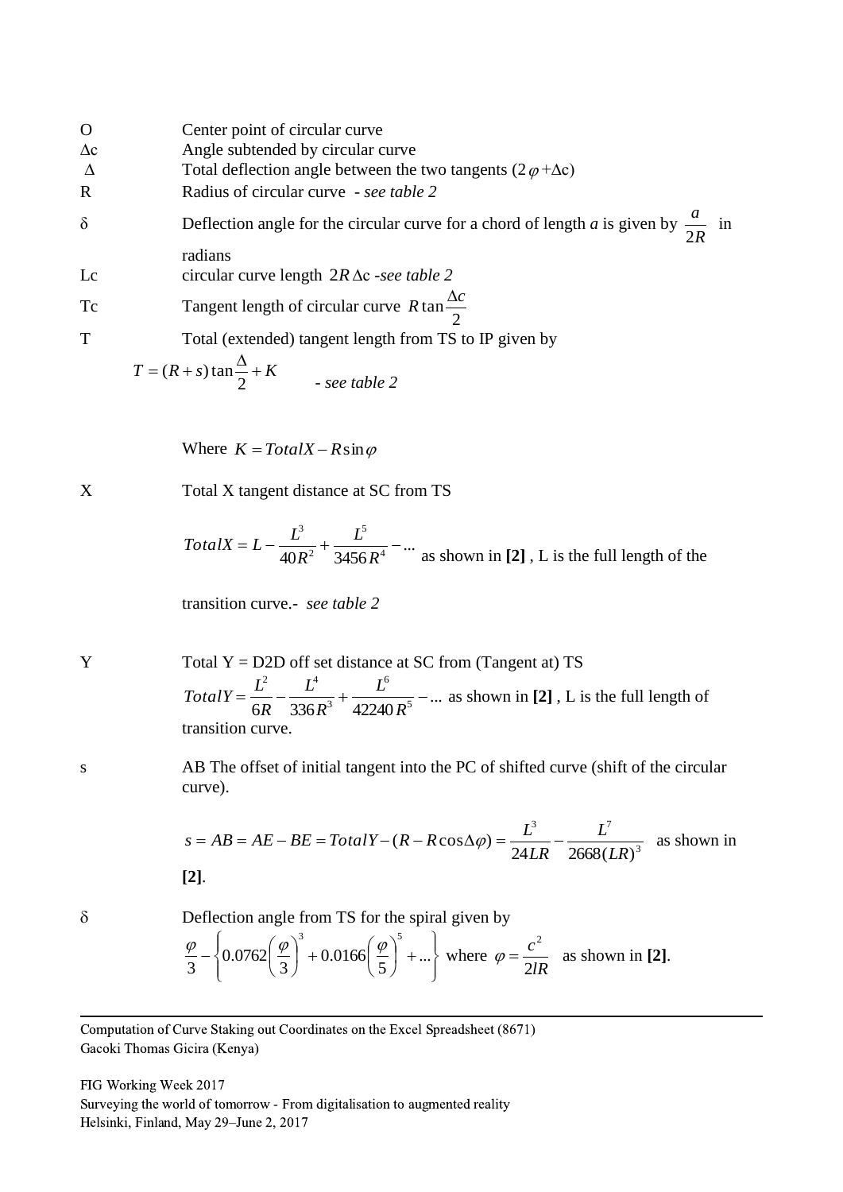O Center point of circular curve

$\Delta c$ Angle subtended by circular curve

$\Delta$ Total deflection angle between the two tangents ($2\varphi + \Delta c$)

R Radius of circular curve - *see table 2*

$\delta$ Deflection angle for the circular curve for a chord of length *a* is given by $\frac{a}{2R}$ in radians

Lc circular curve length $2R\Delta c$ -*see table 2*

Tc Tangent length of circular curve $R\tan\frac{\Delta c}{2}$

T Total (extended) tangent length from TS to IP given by

$$T = (R+s)\tan\frac{\Delta}{2} + K$$

- *see table 2*

Where $K = TotalX - R\sin\varphi$

X Total X tangent distance at SC from TS

$TotalX = L - \frac{L^3}{40R^2} + \frac{L^5}{3456R^4} - ...$ as shown in **[2]** , L is the full length of the transition curve.- *see table 2*

Y Total Y = D2D off set distance at SC from (Tangent at) TS

$TotalY = \frac{L^2}{6R} - \frac{L^4}{336R^3} + \frac{L^6}{42240R^5} - ...$ as shown in **[2]** , L is the full length of transition curve.

s AB The offset of initial tangent into the PC of shifted curve (shift of the circular curve).

$s = AB = AE - BE = TotalY - (R - R\cos\Delta\varphi) = \frac{L^3}{24LR} - \frac{L^7}{2668(LR)^3}$ as shown in **[2]**.

$\delta$ Deflection angle from TS for the spiral given by

$\frac{\varphi}{3} - \left\{0.0762\left(\frac{\varphi}{3}\right)^3 + 0.0166\left(\frac{\varphi}{5}\right)^5 + ...\right\}$ where $\varphi = \frac{c^2}{2lR}$ as shown in **[2]**.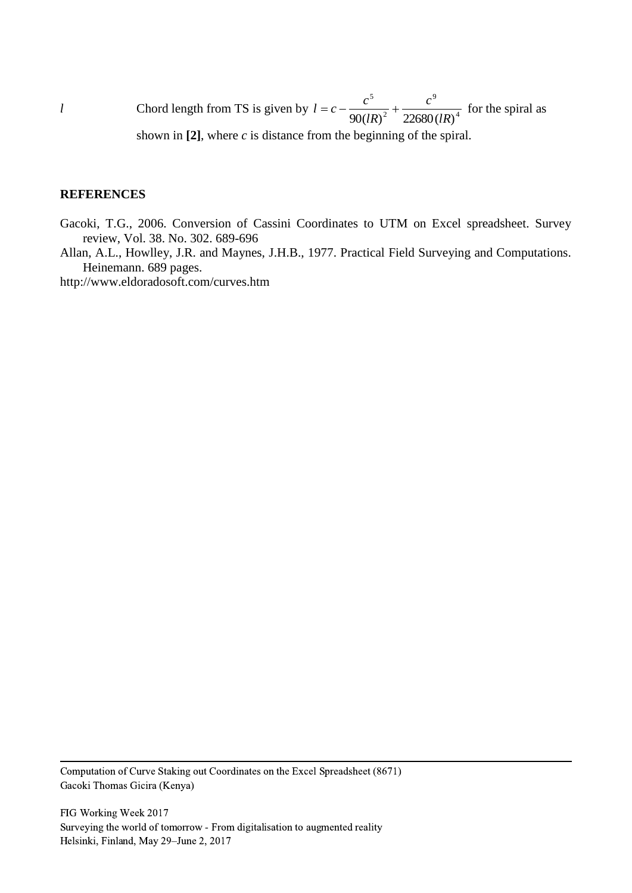$l$ Chord length from TS is given by $l = c - \frac{c^5}{90(lR)^2} + \frac{c^9}{22680\,(lR)^4}$ for the spiral as shown in **[2]**, where $c$ is distance from the beginning of the spiral.

## REFERENCES

Gacoki, T.G., 2006. Conversion of Cassini Coordinates to UTM on Excel spreadsheet. Survey review, Vol. 38. No. 302. 689-696

Allan, A.L., Howlley, J.R. and Maynes, J.H.B., 1977. Practical Field Surveying and Computations. Heinemann. 689 pages.

http://www.eldoradosoft.com/curves.htm